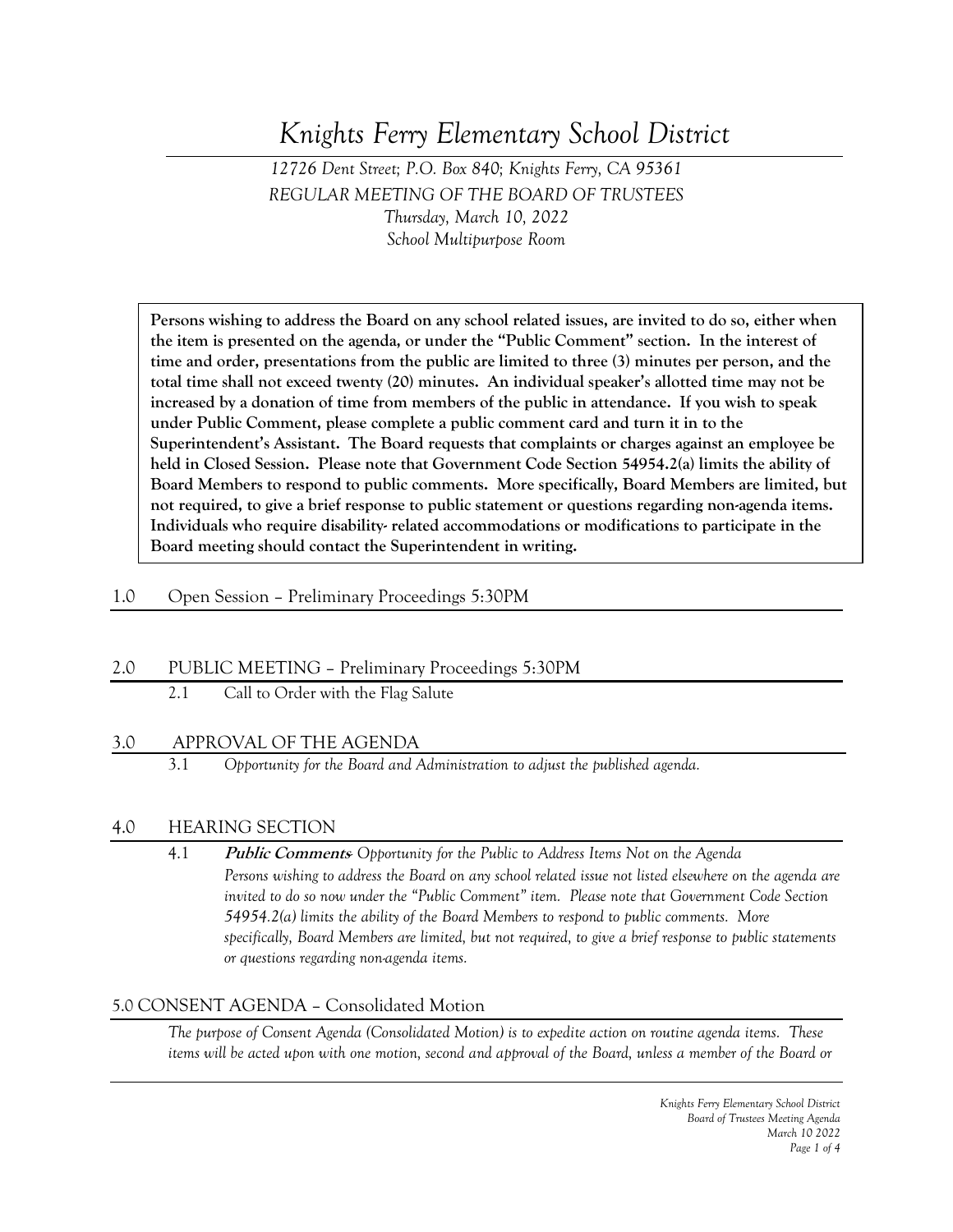# Knights Ferry Elementary School District

*12726 Dent Street; P.O. Box 840; Knights Ferry, CA 95361*
*REGULAR MEETING OF THE BOARD OF TRUSTEES*
*Thursday, March 10, 2022*
*School Multipurpose Room*

**Persons wishing to address the Board on any school related issues, are invited to do so, either when the item is presented on the agenda, or under the "Public Comment" section. In the interest of time and order, presentations from the public are limited to three (3) minutes per person, and the total time shall not exceed twenty (20) minutes. An individual speaker's allotted time may not be increased by a donation of time from members of the public in attendance. If you wish to speak under Public Comment, please complete a public comment card and turn it in to the Superintendent's Assistant. The Board requests that complaints or charges against an employee be held in Closed Session. Please note that Government Code Section 54954.2(a) limits the ability of Board Members to respond to public comments. More specifically, Board Members are limited, but not required, to give a brief response to public statement or questions regarding non-agenda items. Individuals who require disability- related accommodations or modifications to participate in the Board meeting should contact the Superintendent in writing.**

## 1.0 Open Session – Preliminary Proceedings 5:30PM

## 2.0 PUBLIC MEETING – Preliminary Proceedings 5:30PM

2.1 Call to Order with the Flag Salute

## 3.0 APPROVAL OF THE AGENDA

3.1 *Opportunity for the Board and Administration to adjust the published agenda.*

## 4.0 HEARING SECTION

4.1 ***Public Comments**- Opportunity for the Public to Address Items Not on the Agenda*
*Persons wishing to address the Board on any school related issue not listed elsewhere on the agenda are invited to do so now under the "Public Comment" item. Please note that Government Code Section 54954.2(a) limits the ability of the Board Members to respond to public comments. More specifically, Board Members are limited, but not required, to give a brief response to public statements or questions regarding non-agenda items.*

## 5.0 CONSENT AGENDA – Consolidated Motion

*The purpose of Consent Agenda (Consolidated Motion) is to expedite action on routine agenda items. These items will be acted upon with one motion, second and approval of the Board, unless a member of the Board or*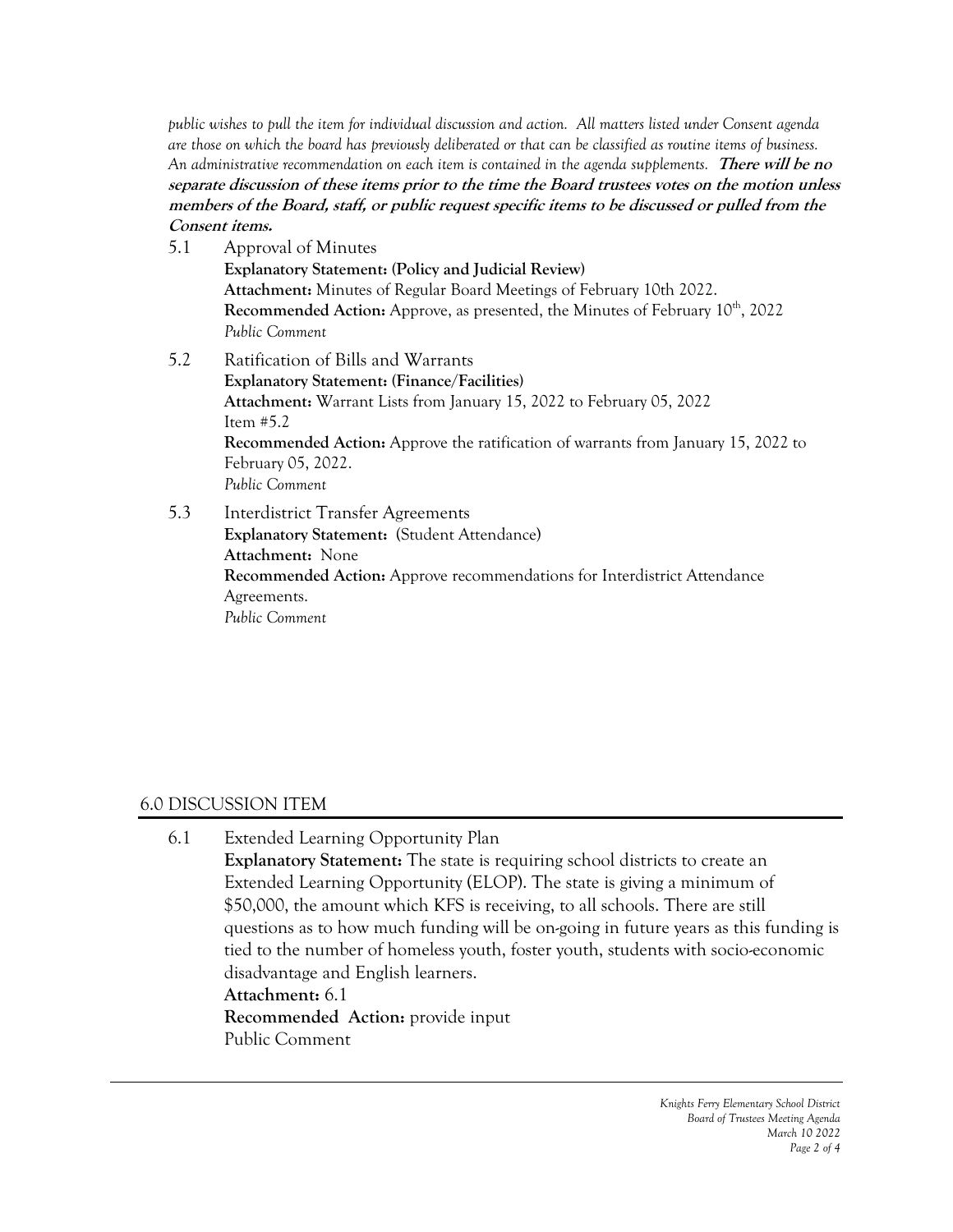*public wishes to pull the item for individual discussion and action. All matters listed under Consent agenda are those on which the board has previously deliberated or that can be classified as routine items of business. An administrative recommendation on each item is contained in the agenda supplements.* ***There will be no separate discussion of these items prior to the time the Board trustees votes on the motion unless members of the Board, staff, or public request specific items to be discussed or pulled from the Consent items.***

5.1 Approval of Minutes
**Explanatory Statement: (Policy and Judicial Review)**
**Attachment:** Minutes of Regular Board Meetings of February 10th 2022.
**Recommended Action:** Approve, as presented, the Minutes of February 10th, 2022
*Public Comment*

5.2 Ratification of Bills and Warrants
**Explanatory Statement: (Finance/Facilities)**
**Attachment:** Warrant Lists from January 15, 2022 to February 05, 2022
Item #5.2
**Recommended Action:** Approve the ratification of warrants from January 15, 2022 to February 05, 2022.
*Public Comment*

5.3 Interdistrict Transfer Agreements
**Explanatory Statement:** (Student Attendance)
**Attachment:** None
**Recommended Action:** Approve recommendations for Interdistrict Attendance Agreements.
*Public Comment*

## 6.0 DISCUSSION ITEM

6.1 Extended Learning Opportunity Plan
**Explanatory Statement:** The state is requiring school districts to create an Extended Learning Opportunity (ELOP). The state is giving a minimum of $50,000, the amount which KFS is receiving, to all schools. There are still questions as to how much funding will be on-going in future years as this funding is tied to the number of homeless youth, foster youth, students with socio-economic disadvantage and English learners.
**Attachment:** 6.1
**Recommended Action:** provide input
Public Comment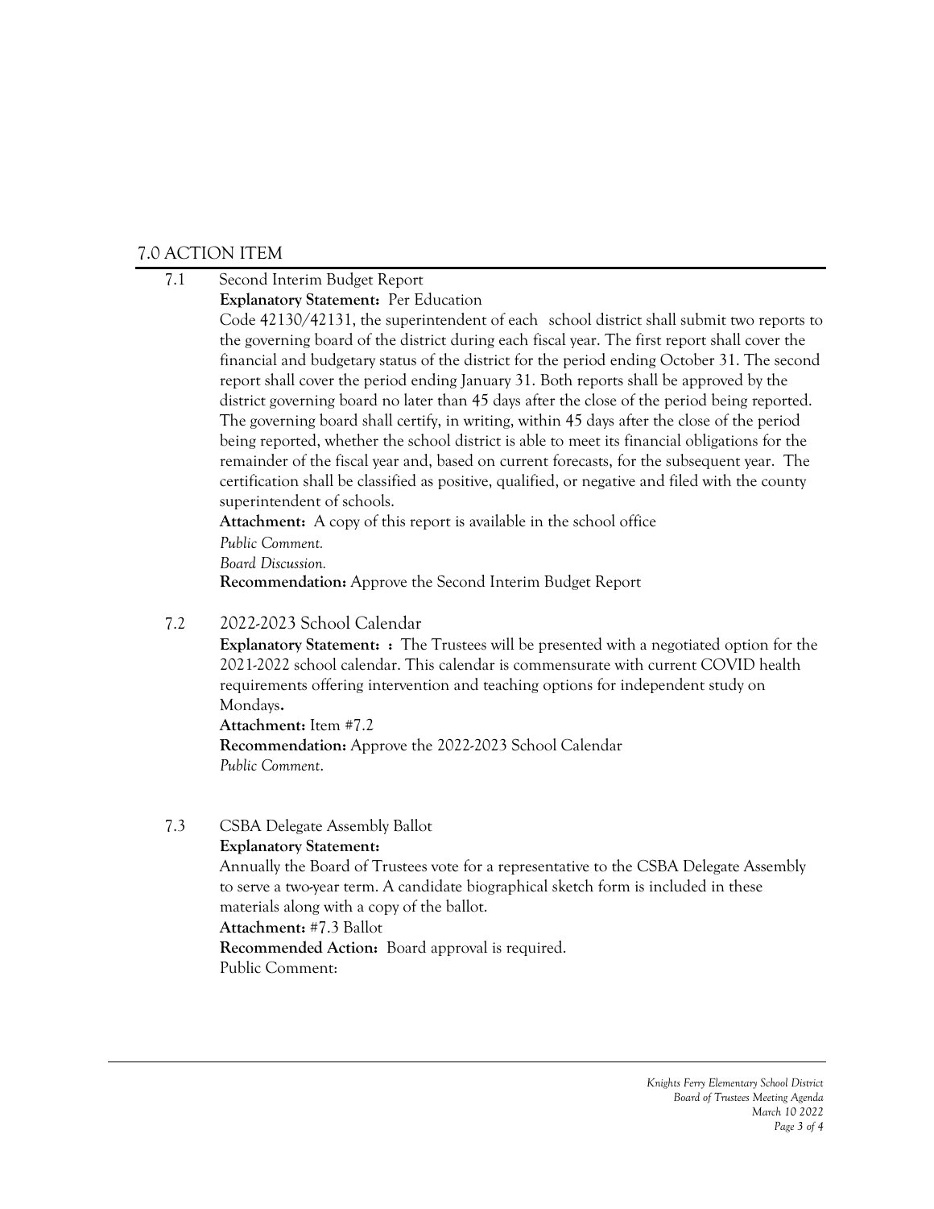## 7.0 ACTION ITEM

7.1 Second Interim Budget Report

**Explanatory Statement:** Per Education Code 42130/42131, the superintendent of each school district shall submit two reports to the governing board of the district during each fiscal year. The first report shall cover the financial and budgetary status of the district for the period ending October 31. The second report shall cover the period ending January 31. Both reports shall be approved by the district governing board no later than 45 days after the close of the period being reported. The governing board shall certify, in writing, within 45 days after the close of the period being reported, whether the school district is able to meet its financial obligations for the remainder of the fiscal year and, based on current forecasts, for the subsequent year. The certification shall be classified as positive, qualified, or negative and filed with the county superintendent of schools.

**Attachment:** A copy of this report is available in the school office

*Public Comment.*

*Board Discussion.*

**Recommendation:** Approve the Second Interim Budget Report

7.2 2022-2023 School Calendar

**Explanatory Statement: :** The Trustees will be presented with a negotiated option for the 2021-2022 school calendar. This calendar is commensurate with current COVID health requirements offering intervention and teaching options for independent study on Mondays**.**

**Attachment:** Item #7.2

**Recommendation:** Approve the 2022-2023 School Calendar

*Public Comment*.

7.3 CSBA Delegate Assembly Ballot

**Explanatory Statement:**

Annually the Board of Trustees vote for a representative to the CSBA Delegate Assembly to serve a two-year term. A candidate biographical sketch form is included in these materials along with a copy of the ballot.

**Attachment:** #7.3 Ballot

**Recommended Action:** Board approval is required.

Public Comment: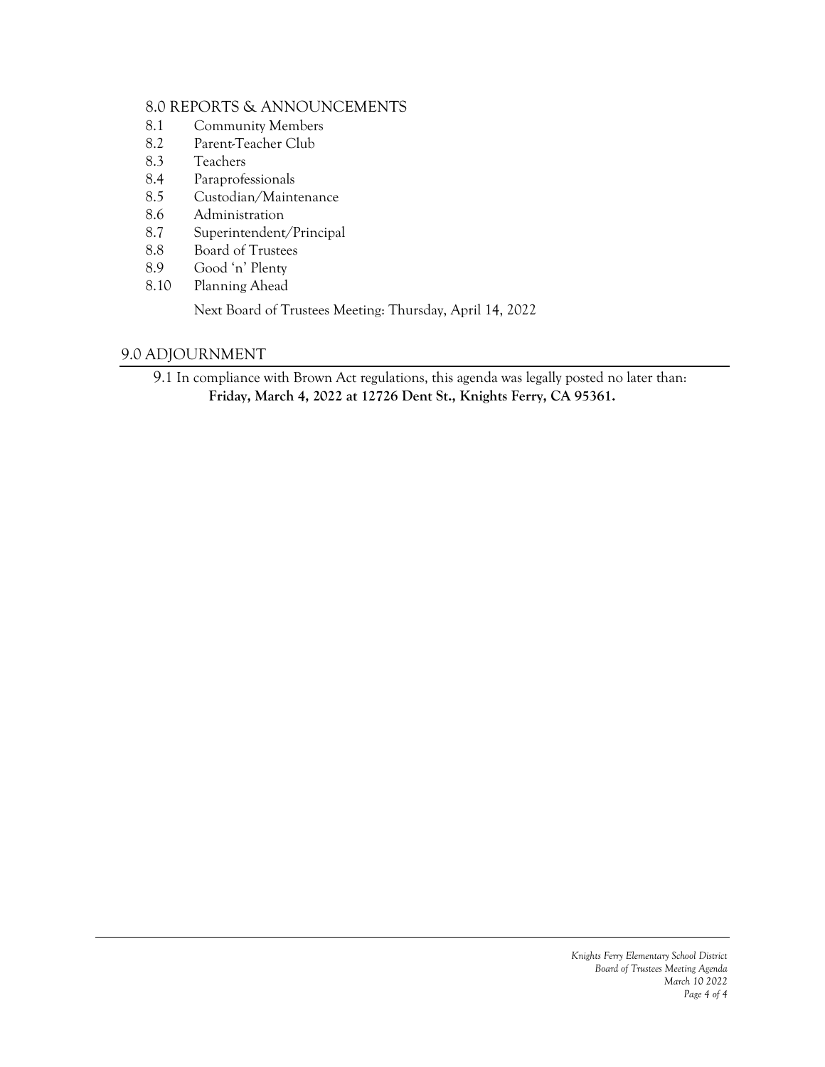## 8.0 REPORTS & ANNOUNCEMENTS

8.1 Community Members
8.2 Parent-Teacher Club
8.3 Teachers
8.4 Paraprofessionals
8.5 Custodian/Maintenance
8.6 Administration
8.7 Superintendent/Principal
8.8 Board of Trustees
8.9 Good 'n' Plenty
8.10 Planning Ahead

Next Board of Trustees Meeting: Thursday, April 14, 2022

## 9.0 ADJOURNMENT

9.1 In compliance with Brown Act regulations, this agenda was legally posted no later than: **Friday, March 4, 2022 at 12726 Dent St., Knights Ferry, CA 95361.**